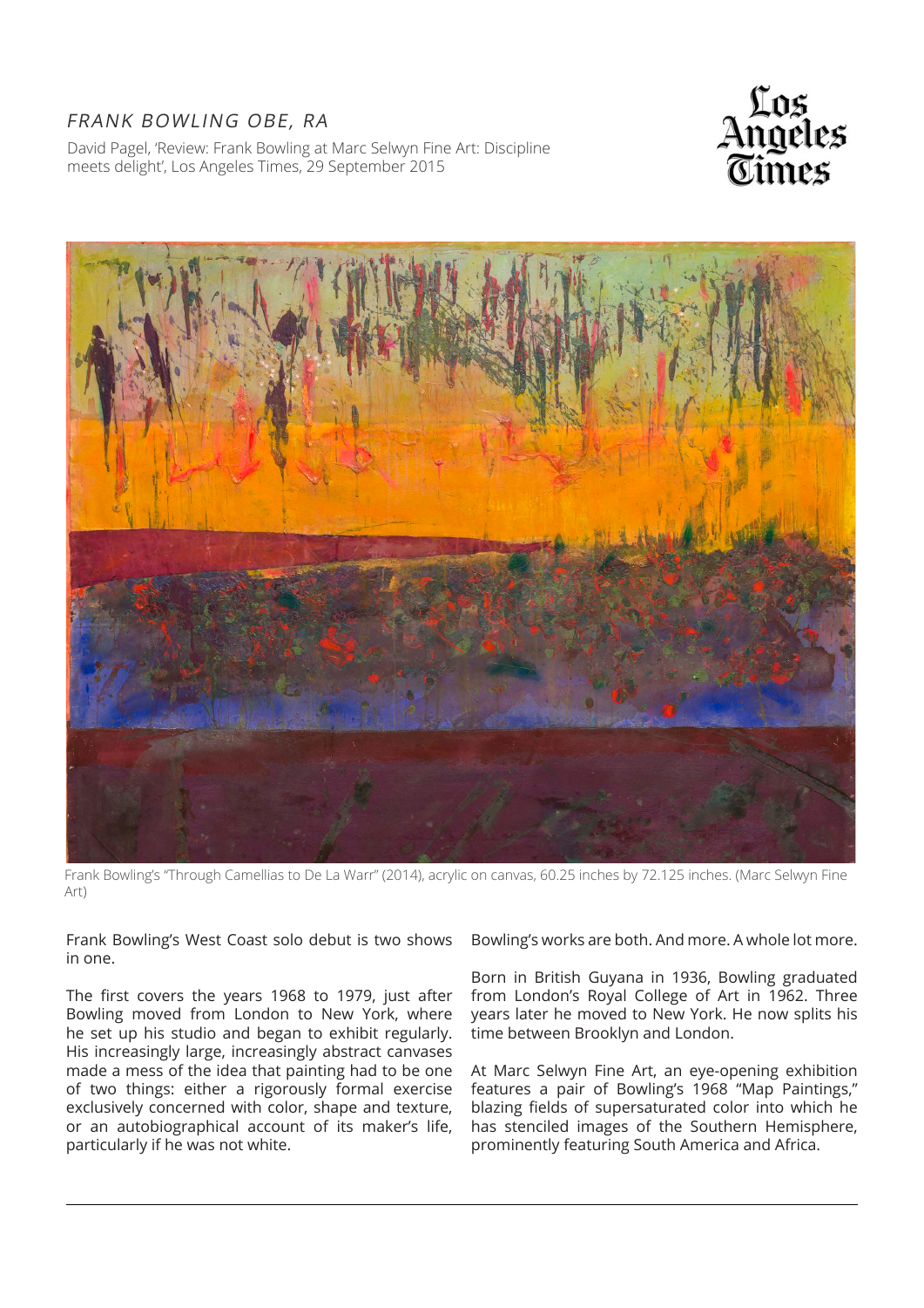*FRANK BOWLING OBE, RA*

David Pagel, 'Review: Frank Bowling at Marc Selwyn Fine Art: Discipline meets delight', Los Angeles Times, 29 September 2015

Frank Bowling's "Through Camellias to De La Warr" (2014), acrylic on canvas, 60.25 inches by 72.125 inches. (Marc Selwyn Fine Art)

Frank Bowling's West Coast solo debut is two shows in one.

The first covers the years 1968 to 1979, just after Bowling moved from London to New York, where he set up his studio and began to exhibit regularly. His increasingly large, increasingly abstract canvases made a mess of the idea that painting had to be one of two things: either a rigorously formal exercise exclusively concerned with color, shape and texture, or an autobiographical account of its maker's life, particularly if he was not white.

Bowling's works are both. And more. A whole lot more.

Born in British Guyana in 1936, Bowling graduated from London's Royal College of Art in 1962. Three years later he moved to New York. He now splits his time between Brooklyn and London.

At Marc Selwyn Fine Art, an eye-opening exhibition features a pair of Bowling's 1968 "Map Paintings," blazing fields of supersaturated color into which he has stenciled images of the Southern Hemisphere, prominently featuring South America and Africa.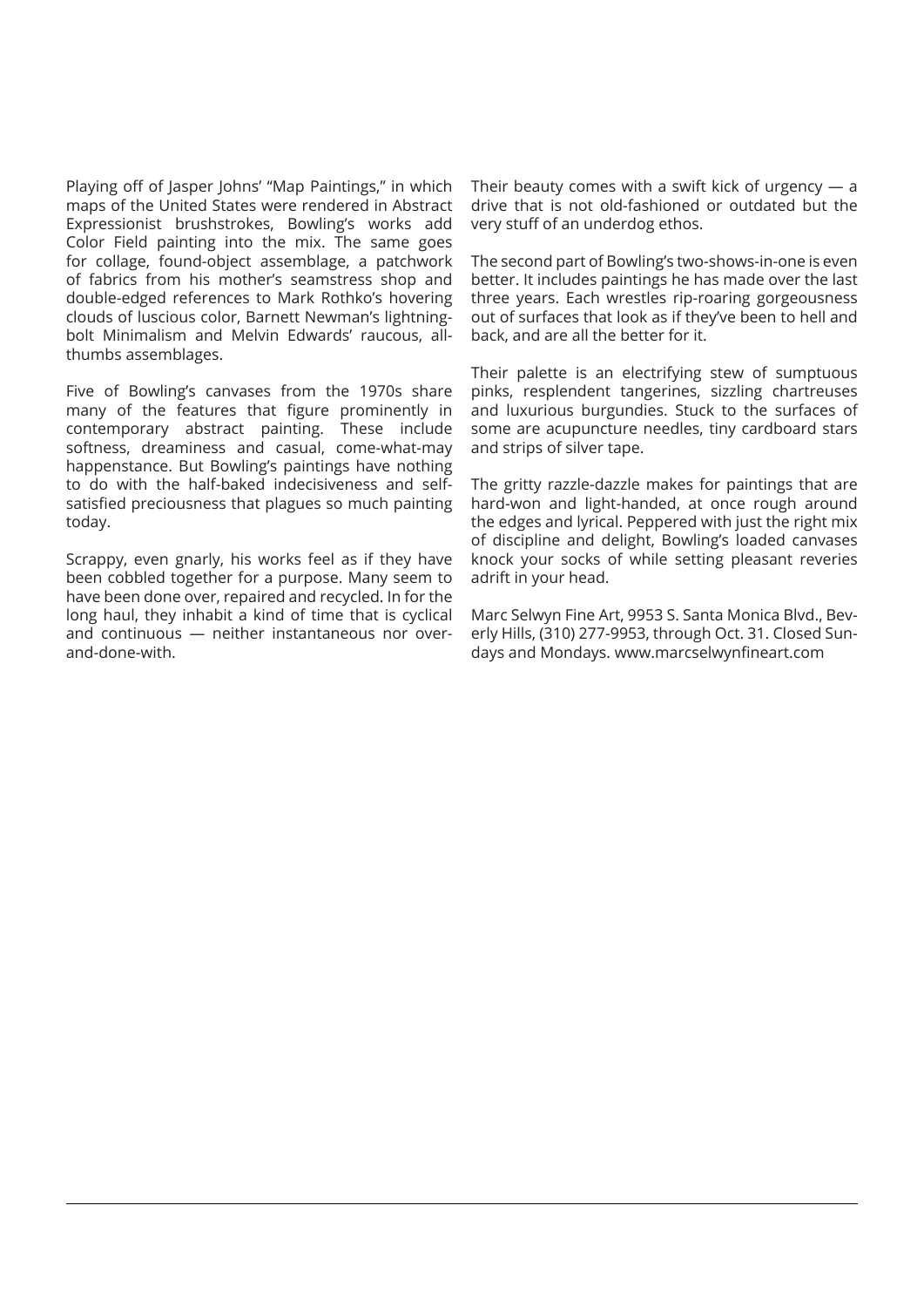Playing off of Jasper Johns' "Map Paintings," in which maps of the United States were rendered in Abstract Expressionist brushstrokes, Bowling's works add Color Field painting into the mix. The same goes for collage, found-object assemblage, a patchwork of fabrics from his mother's seamstress shop and double-edged references to Mark Rothko's hovering clouds of luscious color, Barnett Newman's lightning-bolt Minimalism and Melvin Edwards' raucous, all-thumbs assemblages.

Five of Bowling's canvases from the 1970s share many of the features that figure prominently in contemporary abstract painting. These include softness, dreaminess and casual, come-what-may happenstance. But Bowling's paintings have nothing to do with the half-baked indecisiveness and self-satisfied preciousness that plagues so much painting today.

Scrappy, even gnarly, his works feel as if they have been cobbled together for a purpose. Many seem to have been done over, repaired and recycled. In for the long haul, they inhabit a kind of time that is cyclical and continuous — neither instantaneous nor over-and-done-with.

Their beauty comes with a swift kick of urgency — a drive that is not old-fashioned or outdated but the very stuff of an underdog ethos.

The second part of Bowling's two-shows-in-one is even better. It includes paintings he has made over the last three years. Each wrestles rip-roaring gorgeousness out of surfaces that look as if they've been to hell and back, and are all the better for it.

Their palette is an electrifying stew of sumptuous pinks, resplendent tangerines, sizzling chartreuses and luxurious burgundies. Stuck to the surfaces of some are acupuncture needles, tiny cardboard stars and strips of silver tape.

The gritty razzle-dazzle makes for paintings that are hard-won and light-handed, at once rough around the edges and lyrical. Peppered with just the right mix of discipline and delight, Bowling's loaded canvases knock your socks of while setting pleasant reveries adrift in your head.

Marc Selwyn Fine Art, 9953 S. Santa Monica Blvd., Beverly Hills, (310) 277-9953, through Oct. 31. Closed Sundays and Mondays. www.marcselwynfineart.com